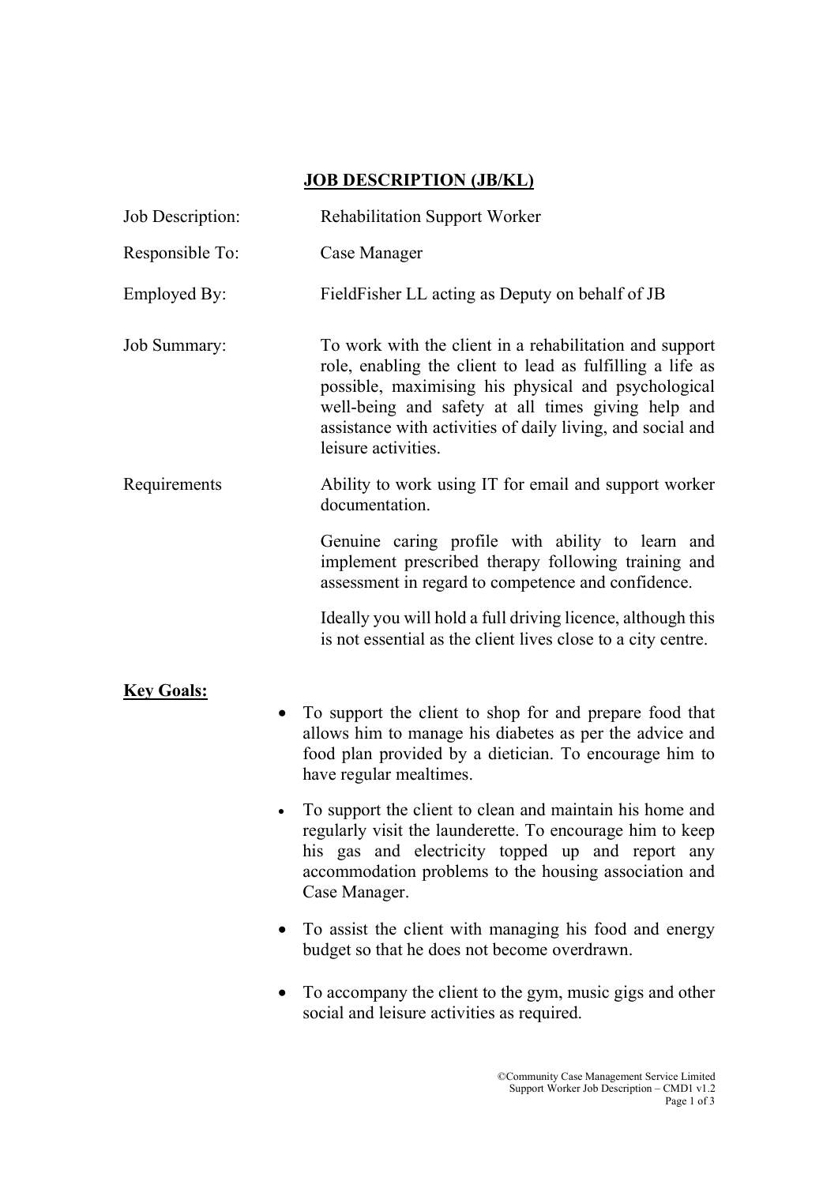# JOB DESCRIPTION (JB/KL)

| | |
|---|---|
| Job Description: | Rehabilitation Support Worker |
| Responsible To: | Case Manager |
| Employed By: | FieldFisher LL acting as Deputy on behalf of JB |
| Job Summary: | To work with the client in a rehabilitation and support role, enabling the client to lead as fulfilling a life as possible, maximising his physical and psychological well-being and safety at all times giving help and assistance with activities of daily living, and social and leisure activities. |
| Requirements | Ability to work using IT for email and support worker documentation.<br><br>Genuine caring profile with ability to learn and implement prescribed therapy following training and assessment in regard to competence and confidence.<br><br>Ideally you will hold a full driving licence, although this is not essential as the client lives close to a city centre. |

**Key Goals:**

- To support the client to shop for and prepare food that allows him to manage his diabetes as per the advice and food plan provided by a dietician. To encourage him to have regular mealtimes.
- To support the client to clean and maintain his home and regularly visit the launderette. To encourage him to keep his gas and electricity topped up and report any accommodation problems to the housing association and Case Manager.
- To assist the client with managing his food and energy budget so that he does not become overdrawn.
- To accompany the client to the gym, music gigs and other social and leisure activities as required.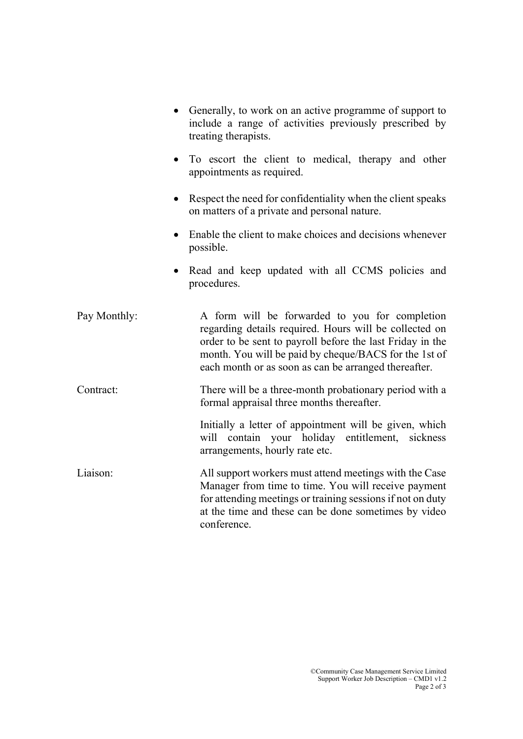- Generally, to work on an active programme of support to include a range of activities previously prescribed by treating therapists.
- To escort the client to medical, therapy and other appointments as required.
- Respect the need for confidentiality when the client speaks on matters of a private and personal nature.
- Enable the client to make choices and decisions whenever possible.
- Read and keep updated with all CCMS policies and procedures.

| | |
|---|---|
| Pay Monthly: | A form will be forwarded to you for completion regarding details required. Hours will be collected on order to be sent to payroll before the last Friday in the month. You will be paid by cheque/BACS for the 1st of each month or as soon as can be arranged thereafter. |
| Contract: | There will be a three-month probationary period with a formal appraisal three months thereafter. |
| | Initially a letter of appointment will be given, which will contain your holiday entitlement, sickness arrangements, hourly rate etc. |
| Liaison: | All support workers must attend meetings with the Case Manager from time to time. You will receive payment for attending meetings or training sessions if not on duty at the time and these can be done sometimes by video conference. |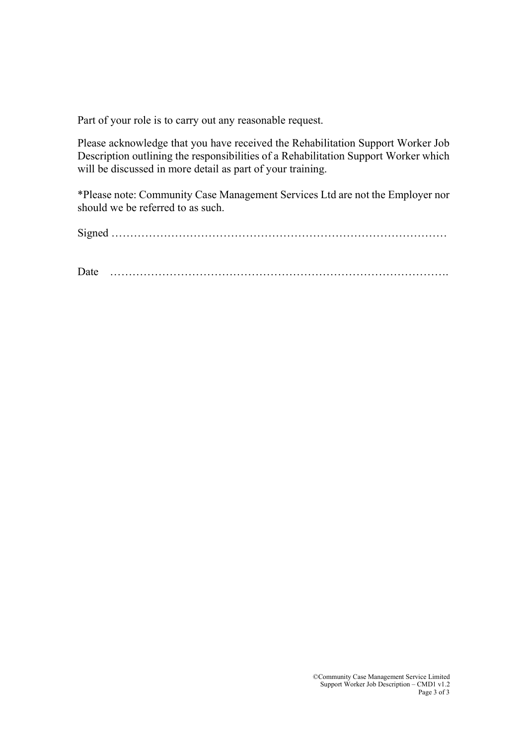Part of your role is to carry out any reasonable request.

Please acknowledge that you have received the Rehabilitation Support Worker Job Description outlining the responsibilities of a Rehabilitation Support Worker which will be discussed in more detail as part of your training.

*Please note: Community Case Management Services Ltd are not the Employer nor should we be referred to as such.

Signed ………………………………………………………………………………

Date ……………………………………………………………………………….